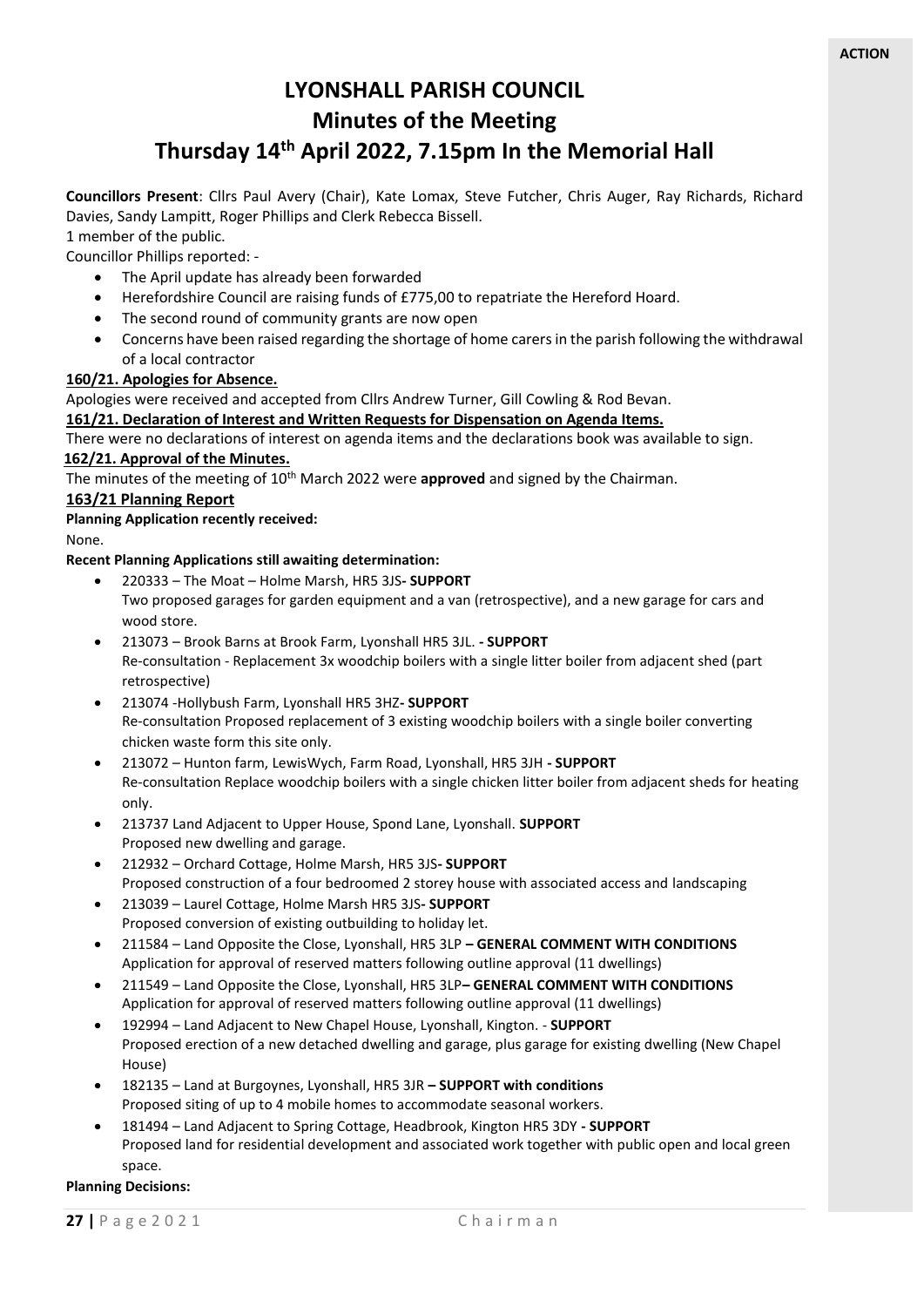**ACTION**

# LYONSHALL PARISH COUNCIL

## Minutes of the Meeting

## Thursday 14th April 2022, 7.15pm In the Memorial Hall

**Councillors Present**: Cllrs Paul Avery (Chair), Kate Lomax, Steve Futcher, Chris Auger, Ray Richards, Richard Davies, Sandy Lampitt, Roger Phillips and Clerk Rebecca Bissell.

1 member of the public.

Councillor Phillips reported: -

- The April update has already been forwarded
- Herefordshire Council are raising funds of £775,00 to repatriate the Hereford Hoard.
- The second round of community grants are now open
- Concerns have been raised regarding the shortage of home carers in the parish following the withdrawal of a local contractor

**160/21. Apologies for Absence.**

Apologies were received and accepted from Cllrs Andrew Turner, Gill Cowling & Rod Bevan.

**161/21. Declaration of Interest and Written Requests for Dispensation on Agenda Items.**

There were no declarations of interest on agenda items and the declarations book was available to sign.

**162/21. Approval of the Minutes.**

The minutes of the meeting of 10th March 2022 were **approved** and signed by the Chairman.

**163/21 Planning Report**

**Planning Application recently received:**

None.

**Recent Planning Applications still awaiting determination:**

- 220333 – The Moat – Holme Marsh, HR5 3JS**- SUPPORT**
  Two proposed garages for garden equipment and a van (retrospective), and a new garage for cars and wood store.
- 213073 – Brook Barns at Brook Farm, Lyonshall HR5 3JL. **- SUPPORT**
  Re-consultation - Replacement 3x woodchip boilers with a single litter boiler from adjacent shed (part retrospective)
- 213074 -Hollybush Farm, Lyonshall HR5 3HZ**- SUPPORT**
  Re-consultation Proposed replacement of 3 existing woodchip boilers with a single boiler converting chicken waste form this site only.
- 213072 – Hunton farm, LewisWych, Farm Road, Lyonshall, HR5 3JH **- SUPPORT**
  Re-consultation Replace woodchip boilers with a single chicken litter boiler from adjacent sheds for heating only.
- 213737 Land Adjacent to Upper House, Spond Lane, Lyonshall. **SUPPORT**
  Proposed new dwelling and garage.
- 212932 – Orchard Cottage, Holme Marsh, HR5 3JS**- SUPPORT**
  Proposed construction of a four bedroomed 2 storey house with associated access and landscaping
- 213039 – Laurel Cottage, Holme Marsh HR5 3JS**- SUPPORT**
  Proposed conversion of existing outbuilding to holiday let.
- 211584 – Land Opposite the Close, Lyonshall, HR5 3LP **– GENERAL COMMENT WITH CONDITIONS**
  Application for approval of reserved matters following outline approval (11 dwellings)
- 211549 – Land Opposite the Close, Lyonshall, HR5 3LP**– GENERAL COMMENT WITH CONDITIONS**
  Application for approval of reserved matters following outline approval (11 dwellings)
- 192994 – Land Adjacent to New Chapel House, Lyonshall, Kington. - **SUPPORT**
  Proposed erection of a new detached dwelling and garage, plus garage for existing dwelling (New Chapel House)
- 182135 – Land at Burgoynes, Lyonshall, HR5 3JR **– SUPPORT with conditions**
  Proposed siting of up to 4 mobile homes to accommodate seasonal workers.
- 181494 – Land Adjacent to Spring Cottage, Headbrook, Kington HR5 3DY **- SUPPORT**
  Proposed land for residential development and associated work together with public open and local green space.

**Planning Decisions:**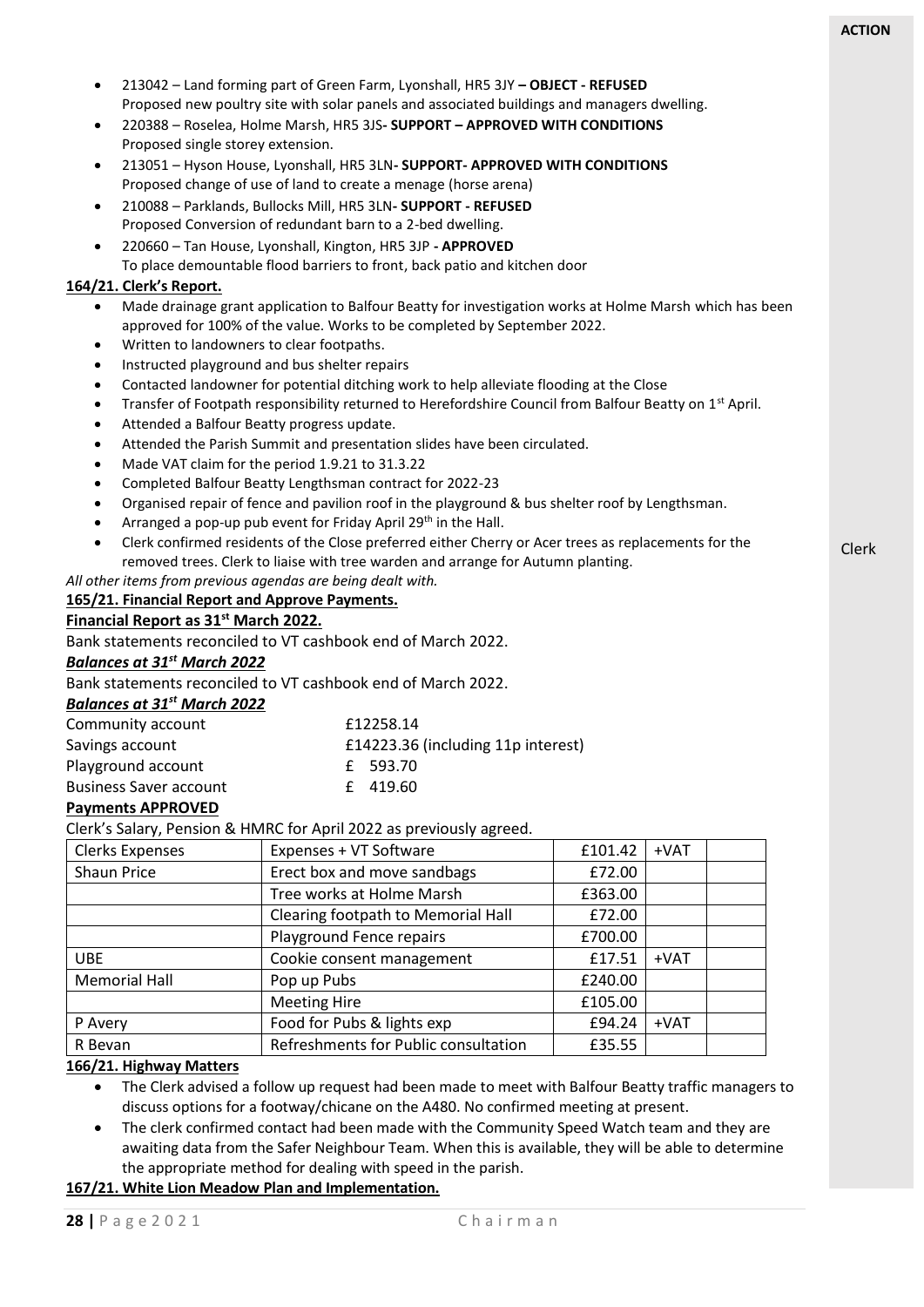**ACTION**

- 213042 – Land forming part of Green Farm, Lyonshall, HR5 3JY **– OBJECT - REFUSED**
  Proposed new poultry site with solar panels and associated buildings and managers dwelling.
- 220388 – Roselea, Holme Marsh, HR5 3JS**- SUPPORT – APPROVED WITH CONDITIONS**
  Proposed single storey extension.
- 213051 – Hyson House, Lyonshall, HR5 3LN**- SUPPORT- APPROVED WITH CONDITIONS**
  Proposed change of use of land to create a menage (horse arena)
- 210088 – Parklands, Bullocks Mill, HR5 3LN**- SUPPORT - REFUSED**
  Proposed Conversion of redundant barn to a 2-bed dwelling.
- 220660 – Tan House, Lyonshall, Kington, HR5 3JP **- APPROVED**
  To place demountable flood barriers to front, back patio and kitchen door

**164/21. Clerk's Report.**

- Made drainage grant application to Balfour Beatty for investigation works at Holme Marsh which has been approved for 100% of the value. Works to be completed by September 2022.
- Written to landowners to clear footpaths.
- Instructed playground and bus shelter repairs
- Contacted landowner for potential ditching work to help alleviate flooding at the Close
- Transfer of Footpath responsibility returned to Herefordshire Council from Balfour Beatty on 1st April.
- Attended a Balfour Beatty progress update.
- Attended the Parish Summit and presentation slides have been circulated.
- Made VAT claim for the period 1.9.21 to 31.3.22
- Completed Balfour Beatty Lengthsman contract for 2022-23
- Organised repair of fence and pavilion roof in the playground & bus shelter roof by Lengthsman.
- Arranged a pop-up pub event for Friday April 29th in the Hall.
- Clerk confirmed residents of the Close preferred either Cherry or Acer trees as replacements for the removed trees. Clerk to liaise with tree warden and arrange for Autumn planting. — **Clerk**

*All other items from previous agendas are being dealt with.*

**165/21. Financial Report and Approve Payments.**

**Financial Report as 31st March 2022.**

Bank statements reconciled to VT cashbook end of March 2022.

***Balances at 31st March 2022***

Bank statements reconciled to VT cashbook end of March 2022.

***Balances at 31st March 2022***

| | |
|---|---|
| Community account | £12258.14 |
| Savings account | £14223.36 (including 11p interest) |
| Playground account | £ 593.70 |
| Business Saver account | £ 419.60 |

**Payments APPROVED**

Clerk's Salary, Pension & HMRC for April 2022 as previously agreed.

| | | | | |
|---|---|---|---|---|
| Clerks Expenses | Expenses + VT Software | £101.42 | +VAT | |
| Shaun Price | Erect box and move sandbags | £72.00 | | |
| | Tree works at Holme Marsh | £363.00 | | |
| | Clearing footpath to Memorial Hall | £72.00 | | |
| | Playground Fence repairs | £700.00 | | |
| UBE | Cookie consent management | £17.51 | +VAT | |
| Memorial Hall | Pop up Pubs | £240.00 | | |
| | Meeting Hire | £105.00 | | |
| P Avery | Food for Pubs & lights exp | £94.24 | +VAT | |
| R Bevan | Refreshments for Public consultation | £35.55 | | |

**166/21. Highway Matters**

- The Clerk advised a follow up request had been made to meet with Balfour Beatty traffic managers to discuss options for a footway/chicane on the A480. No confirmed meeting at present.
- The clerk confirmed contact had been made with the Community Speed Watch team and they are awaiting data from the Safer Neighbour Team. When this is available, they will be able to determine the appropriate method for dealing with speed in the parish.

**167/21. White Lion Meadow Plan and Implementation.**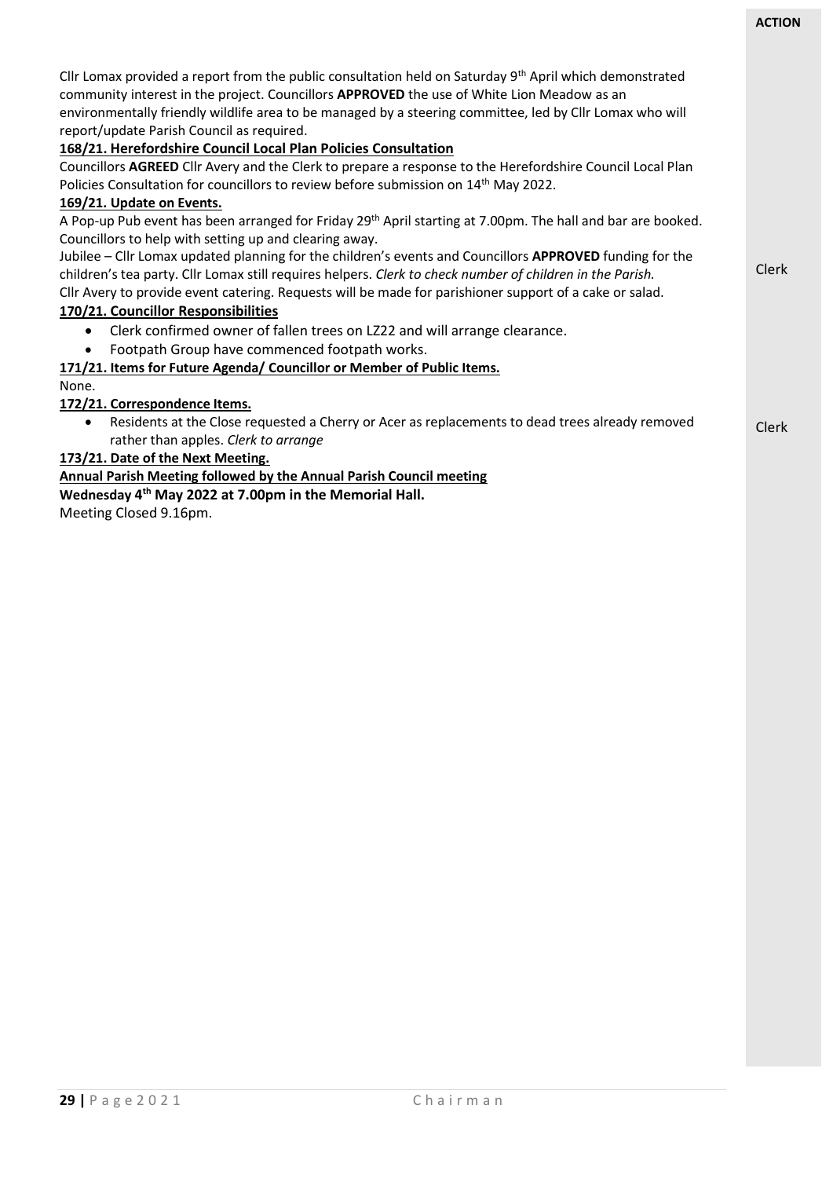**ACTION**

Cllr Lomax provided a report from the public consultation held on Saturday 9th April which demonstrated community interest in the project. Councillors **APPROVED** the use of White Lion Meadow as an environmentally friendly wildlife area to be managed by a steering committee, led by Cllr Lomax who will report/update Parish Council as required.

**168/21. Herefordshire Council Local Plan Policies Consultation**

Councillors **AGREED** Cllr Avery and the Clerk to prepare a response to the Herefordshire Council Local Plan Policies Consultation for councillors to review before submission on 14th May 2022.

**169/21. Update on Events.**

A Pop-up Pub event has been arranged for Friday 29th April starting at 7.00pm. The hall and bar are booked. Councillors to help with setting up and clearing away.

Jubilee – Cllr Lomax updated planning for the children's events and Councillors **APPROVED** funding for the children's tea party. Cllr Lomax still requires helpers. *Clerk to check number of children in the Parish.* — Clerk

Cllr Avery to provide event catering. Requests will be made for parishioner support of a cake or salad.

**170/21. Councillor Responsibilities**

- Clerk confirmed owner of fallen trees on LZ22 and will arrange clearance.
- Footpath Group have commenced footpath works.

**171/21. Items for Future Agenda/ Councillor or Member of Public Items.**

None.

**172/21. Correspondence Items.**

- Residents at the Close requested a Cherry or Acer as replacements to dead trees already removed rather than apples. *Clerk to arrange* — Clerk

**173/21. Date of the Next Meeting.**

**Annual Parish Meeting followed by the Annual Parish Council meeting**

**Wednesday 4th May 2022 at 7.00pm in the Memorial Hall.**

Meeting Closed 9.16pm.

Chairman